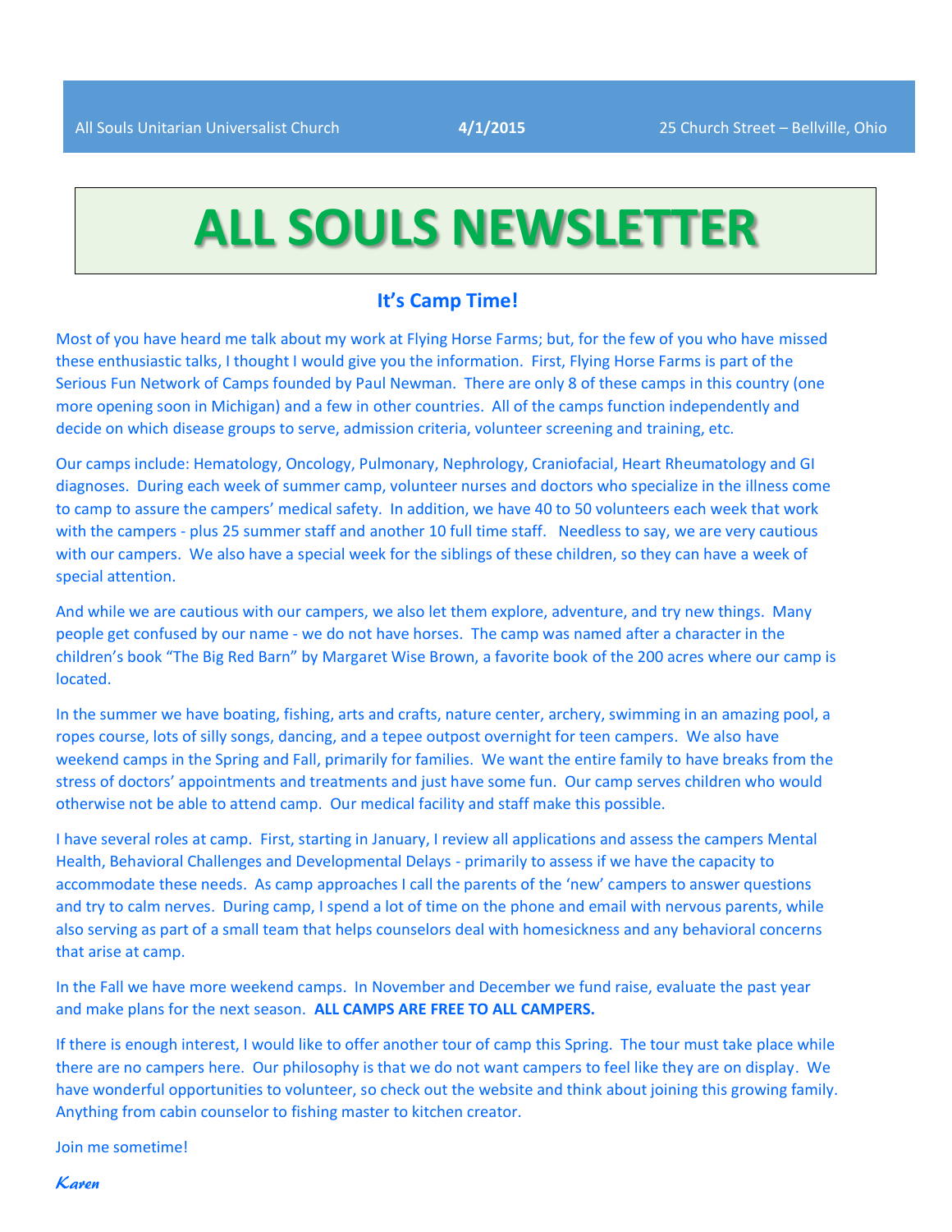All Souls Unitarian Universalist Church **4/1/2015** 25 Church Street – Bellville, Ohio

# ALL SOULS NEWSLETTER

## It's Camp Time!

Most of you have heard me talk about my work at Flying Horse Farms; but, for the few of you who have missed these enthusiastic talks, I thought I would give you the information. First, Flying Horse Farms is part of the Serious Fun Network of Camps founded by Paul Newman. There are only 8 of these camps in this country (one more opening soon in Michigan) and a few in other countries. All of the camps function independently and decide on which disease groups to serve, admission criteria, volunteer screening and training, etc.

Our camps include: Hematology, Oncology, Pulmonary, Nephrology, Craniofacial, Heart Rheumatology and GI diagnoses. During each week of summer camp, volunteer nurses and doctors who specialize in the illness come to camp to assure the campers' medical safety. In addition, we have 40 to 50 volunteers each week that work with the campers - plus 25 summer staff and another 10 full time staff. Needless to say, we are very cautious with our campers. We also have a special week for the siblings of these children, so they can have a week of special attention.

And while we are cautious with our campers, we also let them explore, adventure, and try new things. Many people get confused by our name - we do not have horses. The camp was named after a character in the children's book "The Big Red Barn" by Margaret Wise Brown, a favorite book of the 200 acres where our camp is located.

In the summer we have boating, fishing, arts and crafts, nature center, archery, swimming in an amazing pool, a ropes course, lots of silly songs, dancing, and a tepee outpost overnight for teen campers. We also have weekend camps in the Spring and Fall, primarily for families. We want the entire family to have breaks from the stress of doctors' appointments and treatments and just have some fun. Our camp serves children who would otherwise not be able to attend camp. Our medical facility and staff make this possible.

I have several roles at camp. First, starting in January, I review all applications and assess the campers Mental Health, Behavioral Challenges and Developmental Delays - primarily to assess if we have the capacity to accommodate these needs. As camp approaches I call the parents of the 'new' campers to answer questions and try to calm nerves. During camp, I spend a lot of time on the phone and email with nervous parents, while also serving as part of a small team that helps counselors deal with homesickness and any behavioral concerns that arise at camp.

In the Fall we have more weekend camps. In November and December we fund raise, evaluate the past year and make plans for the next season. **ALL CAMPS ARE FREE TO ALL CAMPERS.**

If there is enough interest, I would like to offer another tour of camp this Spring. The tour must take place while there are no campers here. Our philosophy is that we do not want campers to feel like they are on display. We have wonderful opportunities to volunteer, so check out the website and think about joining this growing family. Anything from cabin counselor to fishing master to kitchen creator.

Join me sometime!

*Karen*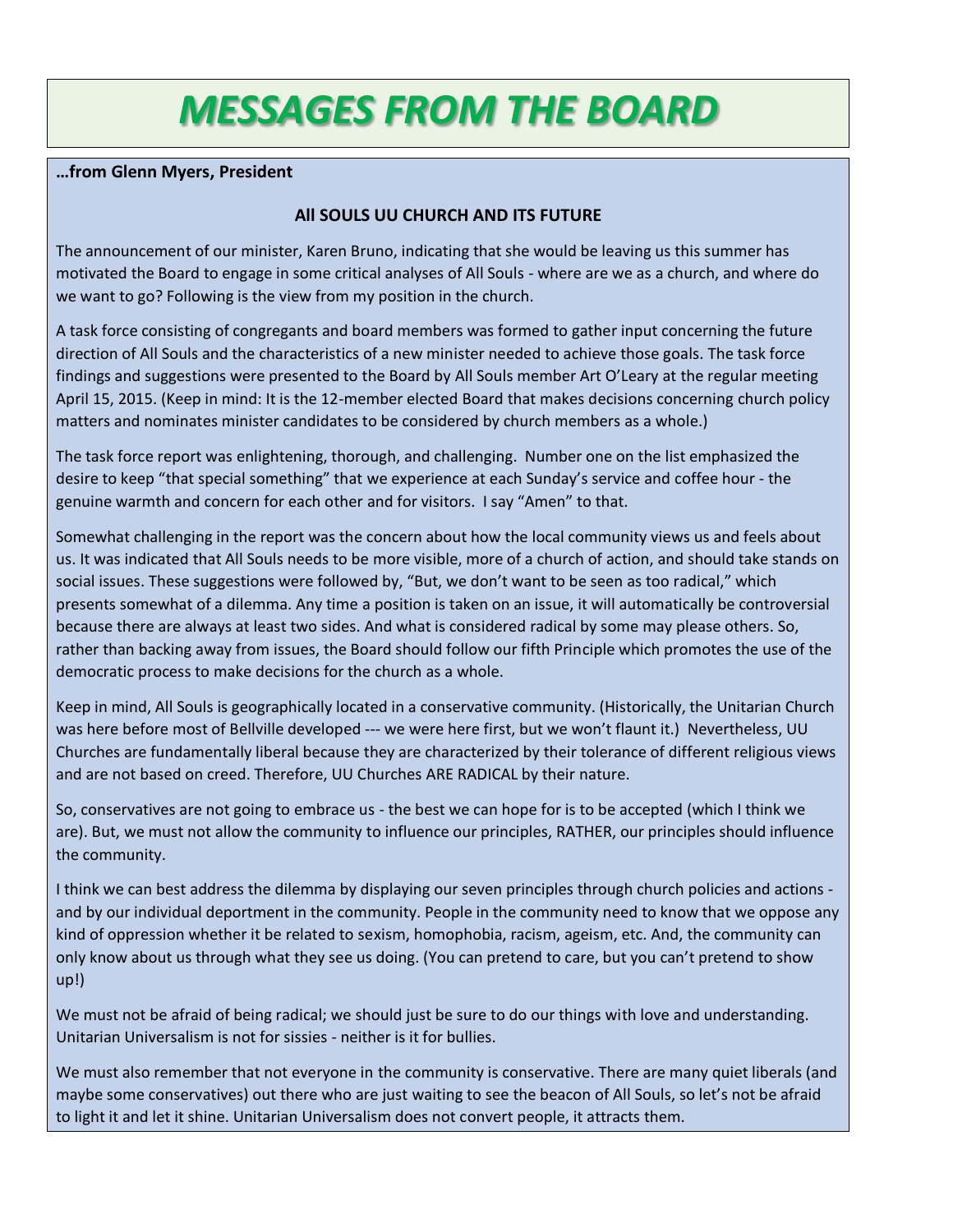# *MESSAGES FROM THE BOARD*

**…from Glenn Myers, President**

### All SOULS UU CHURCH AND ITS FUTURE

The announcement of our minister, Karen Bruno, indicating that she would be leaving us this summer has motivated the Board to engage in some critical analyses of All Souls - where are we as a church, and where do we want to go? Following is the view from my position in the church.

A task force consisting of congregants and board members was formed to gather input concerning the future direction of All Souls and the characteristics of a new minister needed to achieve those goals. The task force findings and suggestions were presented to the Board by All Souls member Art O'Leary at the regular meeting April 15, 2015. (Keep in mind: It is the 12-member elected Board that makes decisions concerning church policy matters and nominates minister candidates to be considered by church members as a whole.)

The task force report was enlightening, thorough, and challenging. Number one on the list emphasized the desire to keep "that special something" that we experience at each Sunday's service and coffee hour - the genuine warmth and concern for each other and for visitors. I say "Amen" to that.

Somewhat challenging in the report was the concern about how the local community views us and feels about us. It was indicated that All Souls needs to be more visible, more of a church of action, and should take stands on social issues. These suggestions were followed by, "But, we don't want to be seen as too radical," which presents somewhat of a dilemma. Any time a position is taken on an issue, it will automatically be controversial because there are always at least two sides. And what is considered radical by some may please others. So, rather than backing away from issues, the Board should follow our fifth Principle which promotes the use of the democratic process to make decisions for the church as a whole.

Keep in mind, All Souls is geographically located in a conservative community. (Historically, the Unitarian Church was here before most of Bellville developed --- we were here first, but we won't flaunt it.) Nevertheless, UU Churches are fundamentally liberal because they are characterized by their tolerance of different religious views and are not based on creed. Therefore, UU Churches ARE RADICAL by their nature.

So, conservatives are not going to embrace us - the best we can hope for is to be accepted (which I think we are). But, we must not allow the community to influence our principles, RATHER, our principles should influence the community.

I think we can best address the dilemma by displaying our seven principles through church policies and actions - and by our individual deportment in the community. People in the community need to know that we oppose any kind of oppression whether it be related to sexism, homophobia, racism, ageism, etc. And, the community can only know about us through what they see us doing. (You can pretend to care, but you can't pretend to show up!)

We must not be afraid of being radical; we should just be sure to do our things with love and understanding. Unitarian Universalism is not for sissies - neither is it for bullies.

We must also remember that not everyone in the community is conservative. There are many quiet liberals (and maybe some conservatives) out there who are just waiting to see the beacon of All Souls, so let's not be afraid to light it and let it shine. Unitarian Universalism does not convert people, it attracts them.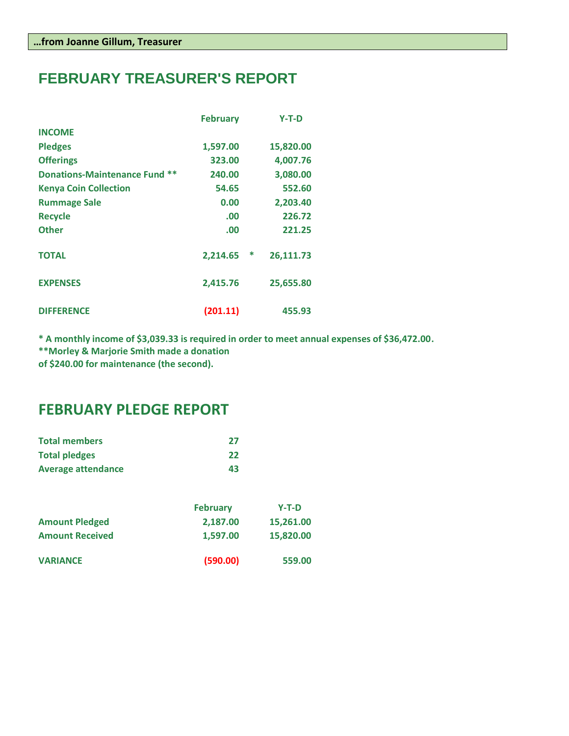**…from Joanne Gillum, Treasurer**

# FEBRUARY TREASURER'S REPORT

| | February | | Y-T-D |
|---|---|---|---|
| **INCOME** | | | |
| **Pledges** | 1,597.00 | | 15,820.00 |
| **Offerings** | 323.00 | | 4,007.76 |
| **Donations-Maintenance Fund** ** | 240.00 | | 3,080.00 |
| **Kenya Coin Collection** | 54.65 | | 552.60 |
| **Rummage Sale** | 0.00 | | 2,203.40 |
| **Recycle** | .00 | | 226.72 |
| **Other** | .00 | | 221.25 |
| **TOTAL** | 2,214.65 | * | 26,111.73 |
| **EXPENSES** | 2,415.76 | | 25,655.80 |
| **DIFFERENCE** | (201.11) | | 455.93 |

**\* A monthly income of $3,039.33 is required in order to meet annual expenses of $36,472.00.**
**\*\*Morley & Marjorie Smith made a donation of $240.00 for maintenance (the second).**

# FEBRUARY PLEDGE REPORT

| | |
|---|---|
| **Total members** | 27 |
| **Total pledges** | 22 |
| **Average attendance** | 43 |

| | February | Y-T-D |
|---|---|---|
| **Amount Pledged** | 2,187.00 | 15,261.00 |
| **Amount Received** | 1,597.00 | 15,820.00 |
| **VARIANCE** | (590.00) | 559.00 |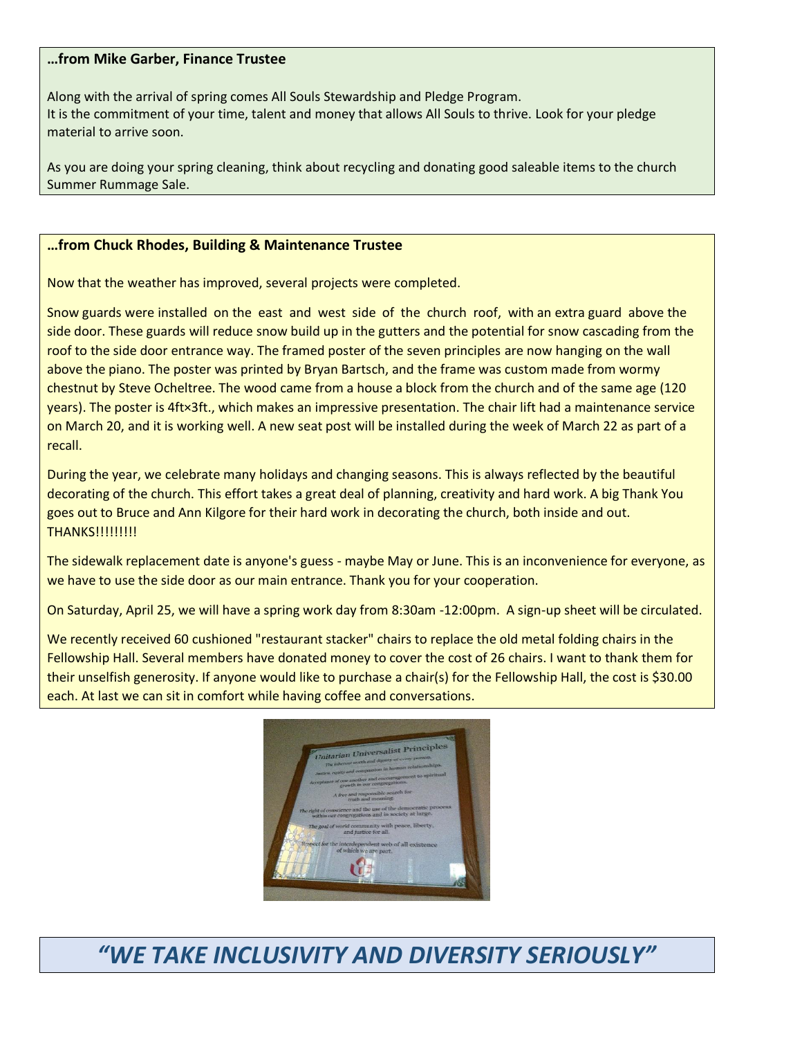**…from Mike Garber, Finance Trustee**

Along with the arrival of spring comes All Souls Stewardship and Pledge Program.
It is the commitment of your time, talent and money that allows All Souls to thrive. Look for your pledge material to arrive soon.

As you are doing your spring cleaning, think about recycling and donating good saleable items to the church Summer Rummage Sale.

**…from Chuck Rhodes, Building & Maintenance Trustee**

Now that the weather has improved, several projects were completed.

Snow guards were installed on the east and west side of the church roof, with an extra guard above the side door. These guards will reduce snow build up in the gutters and the potential for snow cascading from the roof to the side door entrance way. The framed poster of the seven principles are now hanging on the wall above the piano. The poster was printed by Bryan Bartsch, and the frame was custom made from wormy chestnut by Steve Ocheltree. The wood came from a house a block from the church and of the same age (120 years). The poster is 4ft×3ft., which makes an impressive presentation. The chair lift had a maintenance service on March 20, and it is working well. A new seat post will be installed during the week of March 22 as part of a recall.

During the year, we celebrate many holidays and changing seasons. This is always reflected by the beautiful decorating of the church. This effort takes a great deal of planning, creativity and hard work. A big Thank You goes out to Bruce and Ann Kilgore for their hard work in decorating the church, both inside and out. THANKS!!!!!!!!!

The sidewalk replacement date is anyone's guess - maybe May or June. This is an inconvenience for everyone, as we have to use the side door as our main entrance. Thank you for your cooperation.

On Saturday, April 25, we will have a spring work day from 8:30am -12:00pm. A sign-up sheet will be circulated.

We recently received 60 cushioned "restaurant stacker" chairs to replace the old metal folding chairs in the Fellowship Hall. Several members have donated money to cover the cost of 26 chairs. I want to thank them for their unselfish generosity. If anyone would like to purchase a chair(s) for the Fellowship Hall, the cost is $30.00 each. At last we can sit in comfort while having coffee and conversations.

## *"WE TAKE INCLUSIVITY AND DIVERSITY SERIOUSLY"*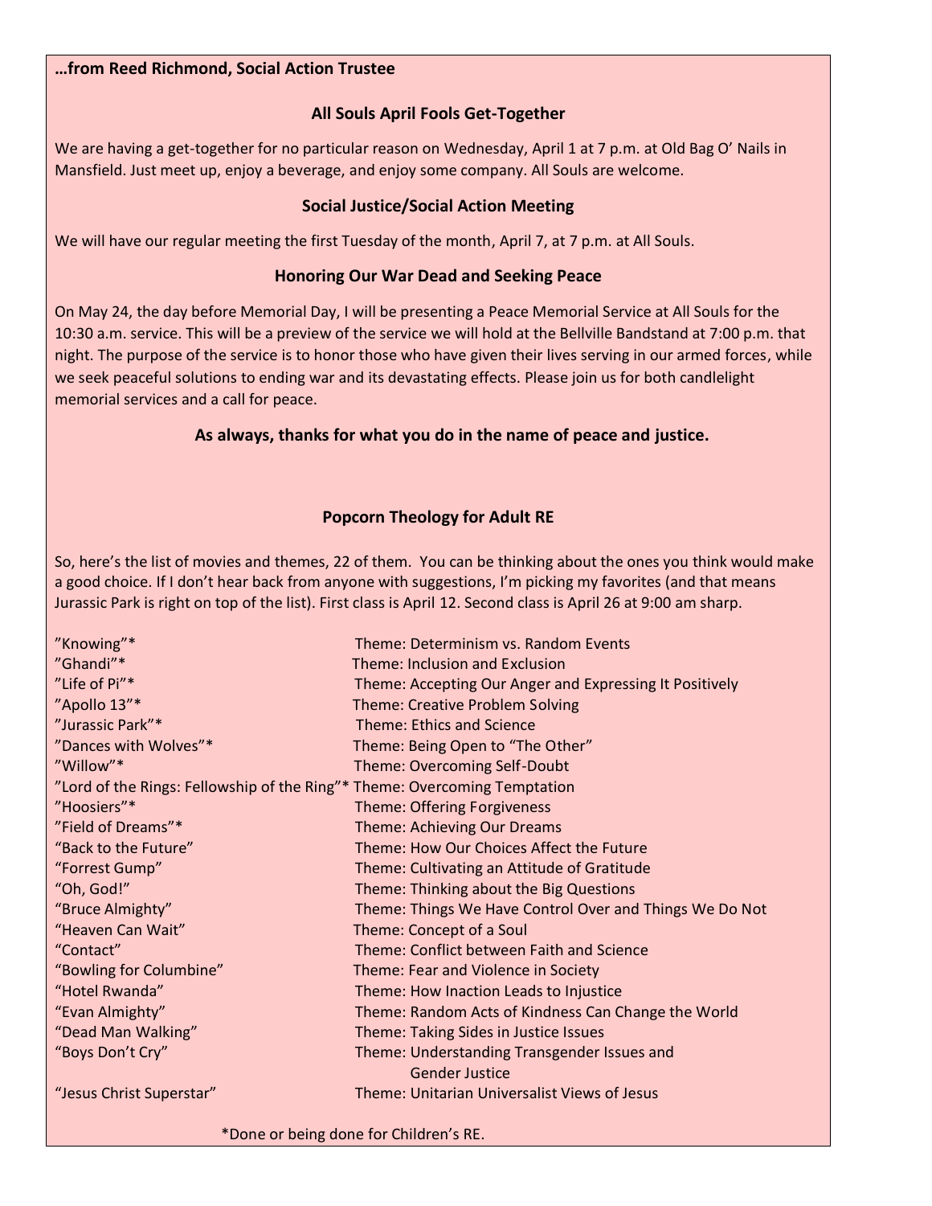**…from Reed Richmond, Social Action Trustee**

### All Souls April Fools Get-Together

We are having a get-together for no particular reason on Wednesday, April 1 at 7 p.m. at Old Bag O' Nails in Mansfield. Just meet up, enjoy a beverage, and enjoy some company. All Souls are welcome.

### Social Justice/Social Action Meeting

We will have our regular meeting the first Tuesday of the month, April 7, at 7 p.m. at All Souls.

### Honoring Our War Dead and Seeking Peace

On May 24, the day before Memorial Day, I will be presenting a Peace Memorial Service at All Souls for the 10:30 a.m. service. This will be a preview of the service we will hold at the Bellville Bandstand at 7:00 p.m. that night. The purpose of the service is to honor those who have given their lives serving in our armed forces, while we seek peaceful solutions to ending war and its devastating effects. Please join us for both candlelight memorial services and a call for peace.

**As always, thanks for what you do in the name of peace and justice.**

### Popcorn Theology for Adult RE

So, here's the list of movies and themes, 22 of them. You can be thinking about the ones you think would make a good choice. If I don't hear back from anyone with suggestions, I'm picking my favorites (and that means Jurassic Park is right on top of the list). First class is April 12. Second class is April 26 at 9:00 am sharp.

| Movie | Theme |
|---|---|
| "Knowing"* | Theme: Determinism vs. Random Events |
| "Ghandi"* | Theme: Inclusion and Exclusion |
| "Life of Pi"* | Theme: Accepting Our Anger and Expressing It Positively |
| "Apollo 13"* | Theme: Creative Problem Solving |
| "Jurassic Park"* | Theme: Ethics and Science |
| "Dances with Wolves"* | Theme: Being Open to "The Other" |
| "Willow"* | Theme: Overcoming Self-Doubt |
| "Lord of the Rings: Fellowship of the Ring"* | Theme: Overcoming Temptation |
| "Hoosiers"* | Theme: Offering Forgiveness |
| "Field of Dreams"* | Theme: Achieving Our Dreams |
| "Back to the Future" | Theme: How Our Choices Affect the Future |
| "Forrest Gump" | Theme: Cultivating an Attitude of Gratitude |
| "Oh, God!" | Theme: Thinking about the Big Questions |
| "Bruce Almighty" | Theme: Things We Have Control Over and Things We Do Not |
| "Heaven Can Wait" | Theme: Concept of a Soul |
| "Contact" | Theme: Conflict between Faith and Science |
| "Bowling for Columbine" | Theme: Fear and Violence in Society |
| "Hotel Rwanda" | Theme: How Inaction Leads to Injustice |
| "Evan Almighty" | Theme: Random Acts of Kindness Can Change the World |
| "Dead Man Walking" | Theme: Taking Sides in Justice Issues |
| "Boys Don't Cry" | Theme: Understanding Transgender Issues and Gender Justice |
| "Jesus Christ Superstar" | Theme: Unitarian Universalist Views of Jesus |

*Done or being done for Children's RE.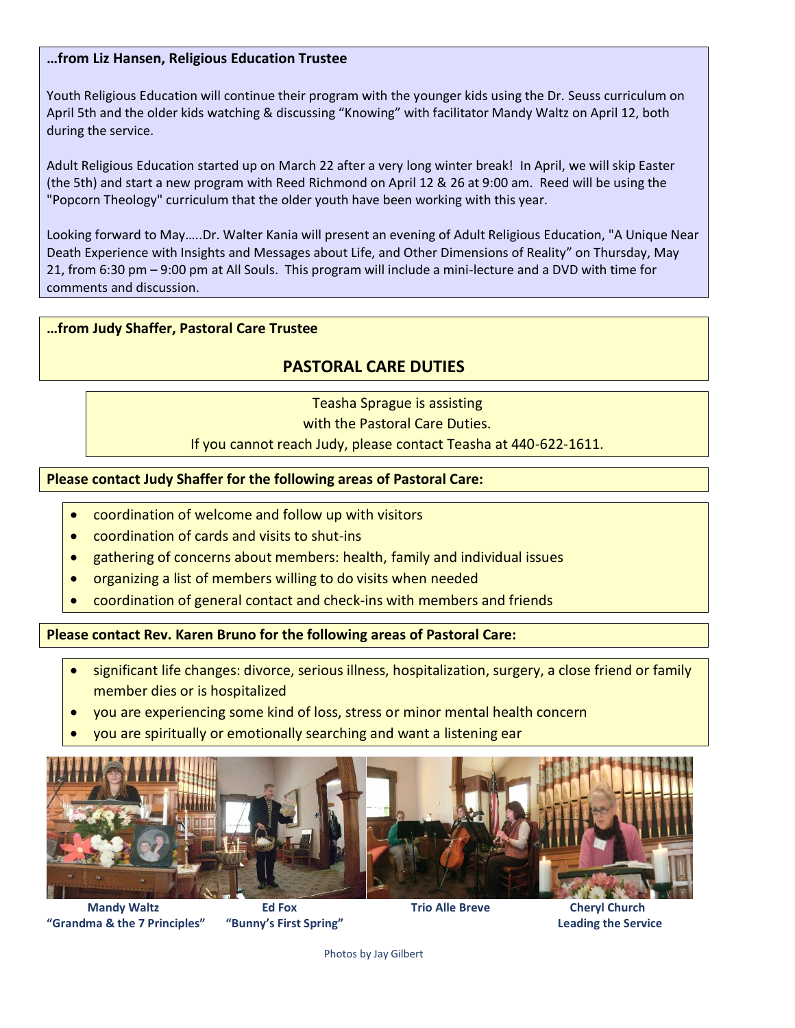**…from Liz Hansen, Religious Education Trustee**

Youth Religious Education will continue their program with the younger kids using the Dr. Seuss curriculum on April 5th and the older kids watching & discussing "Knowing" with facilitator Mandy Waltz on April 12, both during the service.

Adult Religious Education started up on March 22 after a very long winter break! In April, we will skip Easter (the 5th) and start a new program with Reed Richmond on April 12 & 26 at 9:00 am. Reed will be using the "Popcorn Theology" curriculum that the older youth have been working with this year.

Looking forward to May…..Dr. Walter Kania will present an evening of Adult Religious Education, "A Unique Near Death Experience with Insights and Messages about Life, and Other Dimensions of Reality" on Thursday, May 21, from 6:30 pm – 9:00 pm at All Souls. This program will include a mini-lecture and a DVD with time for comments and discussion.

**…from Judy Shaffer, Pastoral Care Trustee**

## PASTORAL CARE DUTIES

Teasha Sprague is assisting
with the Pastoral Care Duties.
If you cannot reach Judy, please contact Teasha at 440-622-1611.

**Please contact Judy Shaffer for the following areas of Pastoral Care:**

- coordination of welcome and follow up with visitors
- coordination of cards and visits to shut-ins
- gathering of concerns about members: health, family and individual issues
- organizing a list of members willing to do visits when needed
- coordination of general contact and check-ins with members and friends

**Please contact Rev. Karen Bruno for the following areas of Pastoral Care:**

- significant life changes: divorce, serious illness, hospitalization, surgery, a close friend or family member dies or is hospitalized
- you are experiencing some kind of loss, stress or minor mental health concern
- you are spiritually or emotionally searching and want a listening ear

**Mandy Waltz**
**"Grandma & the 7 Principles"**

**Ed Fox**
**"Bunny's First Spring"**

**Trio Alle Breve**

**Cheryl Church**
**Leading the Service**

Photos by Jay Gilbert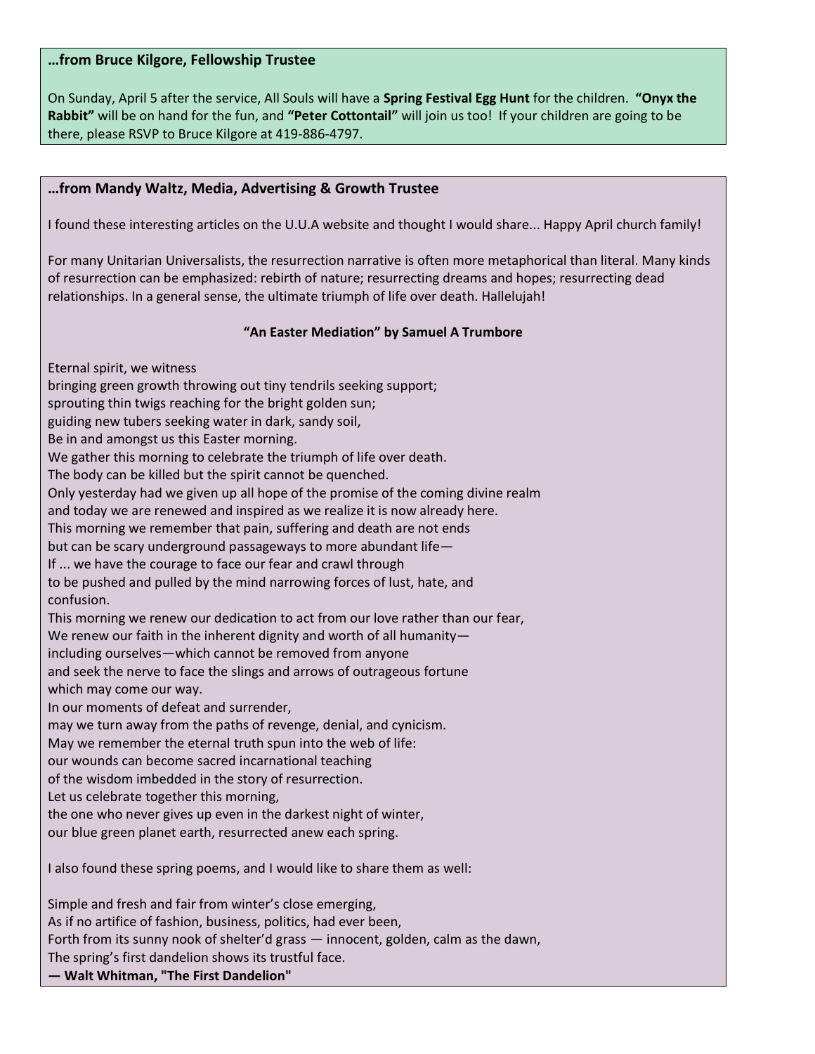**…from Bruce Kilgore, Fellowship Trustee**

On Sunday, April 5 after the service, All Souls will have a **Spring Festival Egg Hunt** for the children. **"Onyx the Rabbit"** will be on hand for the fun, and **"Peter Cottontail"** will join us too! If your children are going to be there, please RSVP to Bruce Kilgore at 419-886-4797.

**…from Mandy Waltz, Media, Advertising & Growth Trustee**

I found these interesting articles on the U.U.A website and thought I would share... Happy April church family!

For many Unitarian Universalists, the resurrection narrative is often more metaphorical than literal. Many kinds of resurrection can be emphasized: rebirth of nature; resurrecting dreams and hopes; resurrecting dead relationships. In a general sense, the ultimate triumph of life over death. Hallelujah!

**"An Easter Mediation" by Samuel A Trumbore**

Eternal spirit, we witness
bringing green growth throwing out tiny tendrils seeking support;
sprouting thin twigs reaching for the bright golden sun;
guiding new tubers seeking water in dark, sandy soil,
Be in and amongst us this Easter morning.
We gather this morning to celebrate the triumph of life over death.
The body can be killed but the spirit cannot be quenched.
Only yesterday had we given up all hope of the promise of the coming divine realm
and today we are renewed and inspired as we realize it is now already here.
This morning we remember that pain, suffering and death are not ends
but can be scary underground passageways to more abundant life—
If ... we have the courage to face our fear and crawl through
to be pushed and pulled by the mind narrowing forces of lust, hate, and
confusion.
This morning we renew our dedication to act from our love rather than our fear,
We renew our faith in the inherent dignity and worth of all humanity—
including ourselves—which cannot be removed from anyone
and seek the nerve to face the slings and arrows of outrageous fortune
which may come our way.
In our moments of defeat and surrender,
may we turn away from the paths of revenge, denial, and cynicism.
May we remember the eternal truth spun into the web of life:
our wounds can become sacred incarnational teaching
of the wisdom imbedded in the story of resurrection.
Let us celebrate together this morning,
the one who never gives up even in the darkest night of winter,
our blue green planet earth, resurrected anew each spring.

I also found these spring poems, and I would like to share them as well:

Simple and fresh and fair from winter's close emerging,
As if no artifice of fashion, business, politics, had ever been,
Forth from its sunny nook of shelter'd grass — innocent, golden, calm as the dawn,
The spring's first dandelion shows its trustful face.
**— Walt Whitman, "The First Dandelion"**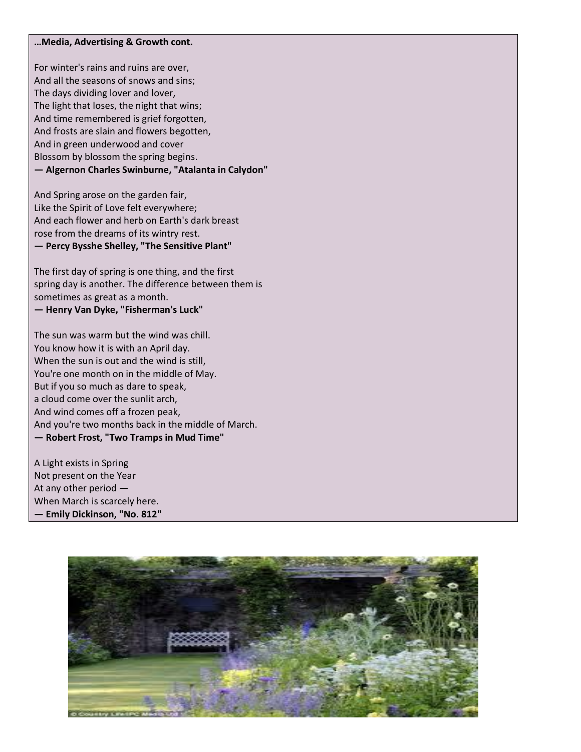**…Media, Advertising & Growth cont.**

For winter's rains and ruins are over,
And all the seasons of snows and sins;
The days dividing lover and lover,
The light that loses, the night that wins;
And time remembered is grief forgotten,
And frosts are slain and flowers begotten,
And in green underwood and cover
Blossom by blossom the spring begins.
**— Algernon Charles Swinburne, "Atalanta in Calydon"**

And Spring arose on the garden fair,
Like the Spirit of Love felt everywhere;
And each flower and herb on Earth's dark breast
rose from the dreams of its wintry rest.
**— Percy Bysshe Shelley, "The Sensitive Plant"**

The first day of spring is one thing, and the first
spring day is another. The difference between them is
sometimes as great as a month.
**— Henry Van Dyke, "Fisherman's Luck"**

The sun was warm but the wind was chill.
You know how it is with an April day.
When the sun is out and the wind is still,
You're one month on in the middle of May.
But if you so much as dare to speak,
a cloud come over the sunlit arch,
And wind comes off a frozen peak,
And you're two months back in the middle of March.
**— Robert Frost, "Two Tramps in Mud Time"**

A Light exists in Spring
Not present on the Year
At any other period —
When March is scarcely here.
**— Emily Dickinson, "No. 812"**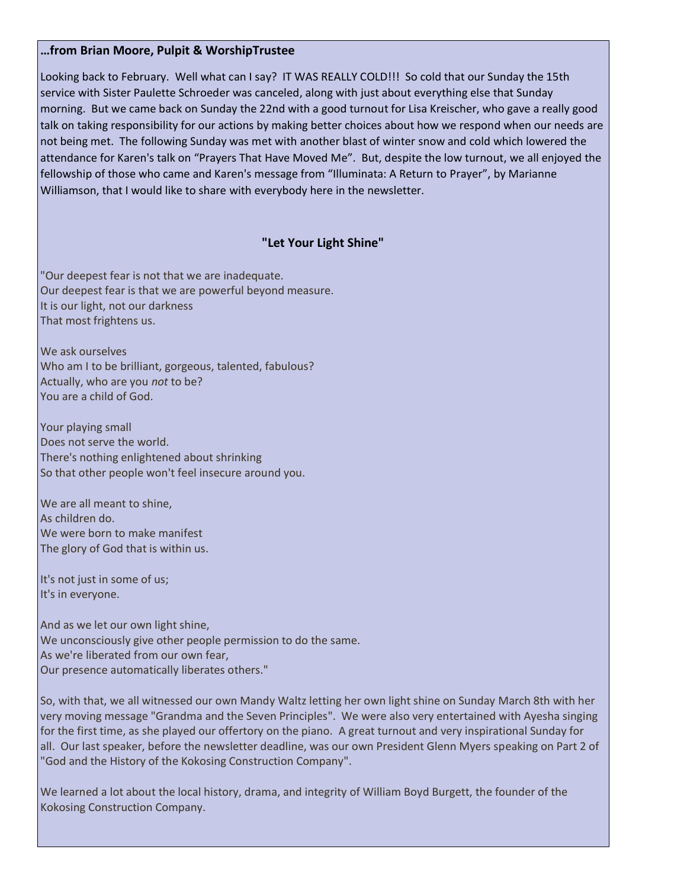**…from Brian Moore, Pulpit & WorshipTrustee**

Looking back to February. Well what can I say? IT WAS REALLY COLD!!! So cold that our Sunday the 15th service with Sister Paulette Schroeder was canceled, along with just about everything else that Sunday morning. But we came back on Sunday the 22nd with a good turnout for Lisa Kreischer, who gave a really good talk on taking responsibility for our actions by making better choices about how we respond when our needs are not being met. The following Sunday was met with another blast of winter snow and cold which lowered the attendance for Karen's talk on "Prayers That Have Moved Me". But, despite the low turnout, we all enjoyed the fellowship of those who came and Karen's message from "Illuminata: A Return to Prayer", by Marianne Williamson, that I would like to share with everybody here in the newsletter.

**"Let Your Light Shine"**

"Our deepest fear is not that we are inadequate.
Our deepest fear is that we are powerful beyond measure.
It is our light, not our darkness
That most frightens us.

We ask ourselves
Who am I to be brilliant, gorgeous, talented, fabulous?
Actually, who are you *not* to be?
You are a child of God.

Your playing small
Does not serve the world.
There's nothing enlightened about shrinking
So that other people won't feel insecure around you.

We are all meant to shine,
As children do.
We were born to make manifest
The glory of God that is within us.

It's not just in some of us;
It's in everyone.

And as we let our own light shine,
We unconsciously give other people permission to do the same.
As we're liberated from our own fear,
Our presence automatically liberates others."

So, with that, we all witnessed our own Mandy Waltz letting her own light shine on Sunday March 8th with her very moving message "Grandma and the Seven Principles". We were also very entertained with Ayesha singing for the first time, as she played our offertory on the piano. A great turnout and very inspirational Sunday for all. Our last speaker, before the newsletter deadline, was our own President Glenn Myers speaking on Part 2 of "God and the History of the Kokosing Construction Company".

We learned a lot about the local history, drama, and integrity of William Boyd Burgett, the founder of the Kokosing Construction Company.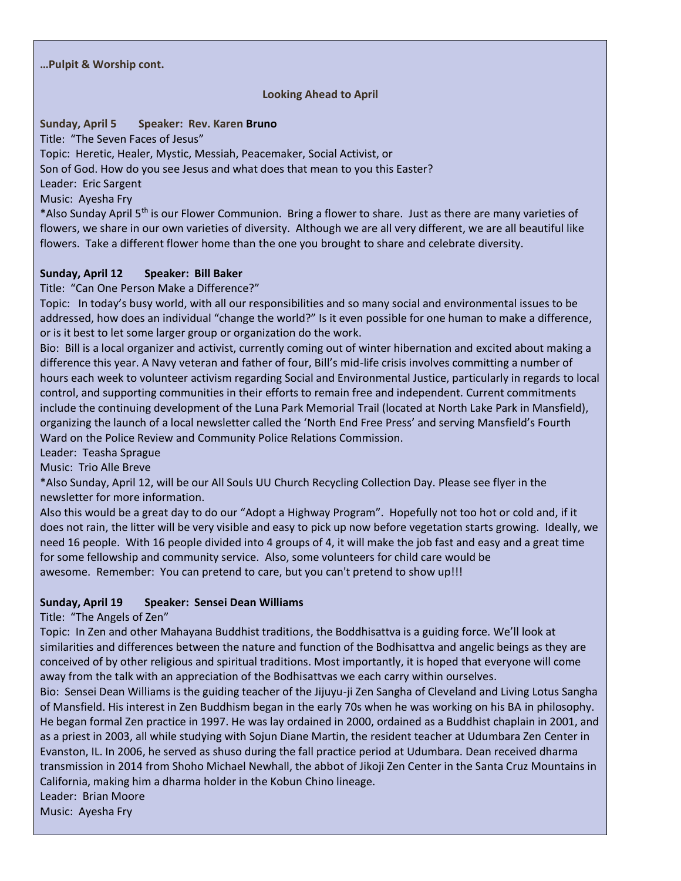**…Pulpit & Worship cont.**

## Looking Ahead to April

**Sunday, April 5  Speaker: Rev. Karen Bruno**

Title: "The Seven Faces of Jesus"

Topic: Heretic, Healer, Mystic, Messiah, Peacemaker, Social Activist, or Son of God. How do you see Jesus and what does that mean to you this Easter?

Leader: Eric Sargent

Music: Ayesha Fry

*Also Sunday April 5th is our Flower Communion. Bring a flower to share. Just as there are many varieties of flowers, we share in our own varieties of diversity. Although we are all very different, we are all beautiful like flowers. Take a different flower home than the one you brought to share and celebrate diversity.

**Sunday, April 12  Speaker: Bill Baker**

Title: "Can One Person Make a Difference?"

Topic: In today's busy world, with all our responsibilities and so many social and environmental issues to be addressed, how does an individual "change the world?" Is it even possible for one human to make a difference, or is it best to let some larger group or organization do the work.

Bio: Bill is a local organizer and activist, currently coming out of winter hibernation and excited about making a difference this year. A Navy veteran and father of four, Bill's mid-life crisis involves committing a number of hours each week to volunteer activism regarding Social and Environmental Justice, particularly in regards to local control, and supporting communities in their efforts to remain free and independent. Current commitments include the continuing development of the Luna Park Memorial Trail (located at North Lake Park in Mansfield), organizing the launch of a local newsletter called the 'North End Free Press' and serving Mansfield's Fourth Ward on the Police Review and Community Police Relations Commission.

Leader: Teasha Sprague

Music: Trio Alle Breve

*Also Sunday, April 12, will be our All Souls UU Church Recycling Collection Day. Please see flyer in the newsletter for more information.

Also this would be a great day to do our "Adopt a Highway Program". Hopefully not too hot or cold and, if it does not rain, the litter will be very visible and easy to pick up now before vegetation starts growing. Ideally, we need 16 people. With 16 people divided into 4 groups of 4, it will make the job fast and easy and a great time for some fellowship and community service. Also, some volunteers for child care would be awesome. Remember: You can pretend to care, but you can't pretend to show up!!!

**Sunday, April 19  Speaker: Sensei Dean Williams**

Title: "The Angels of Zen"

Topic: In Zen and other Mahayana Buddhist traditions, the Boddhisattva is a guiding force. We'll look at similarities and differences between the nature and function of the Bodhisattva and angelic beings as they are conceived of by other religious and spiritual traditions. Most importantly, it is hoped that everyone will come away from the talk with an appreciation of the Bodhisattvas we each carry within ourselves.

Bio: Sensei Dean Williams is the guiding teacher of the Jijuyu-ji Zen Sangha of Cleveland and Living Lotus Sangha of Mansfield. His interest in Zen Buddhism began in the early 70s when he was working on his BA in philosophy. He began formal Zen practice in 1997. He was lay ordained in 2000, ordained as a Buddhist chaplain in 2001, and as a priest in 2003, all while studying with Sojun Diane Martin, the resident teacher at Udumbara Zen Center in Evanston, IL. In 2006, he served as shuso during the fall practice period at Udumbara. Dean received dharma transmission in 2014 from Shoho Michael Newhall, the abbot of Jikoji Zen Center in the Santa Cruz Mountains in California, making him a dharma holder in the Kobun Chino lineage.

Leader: Brian Moore

Music: Ayesha Fry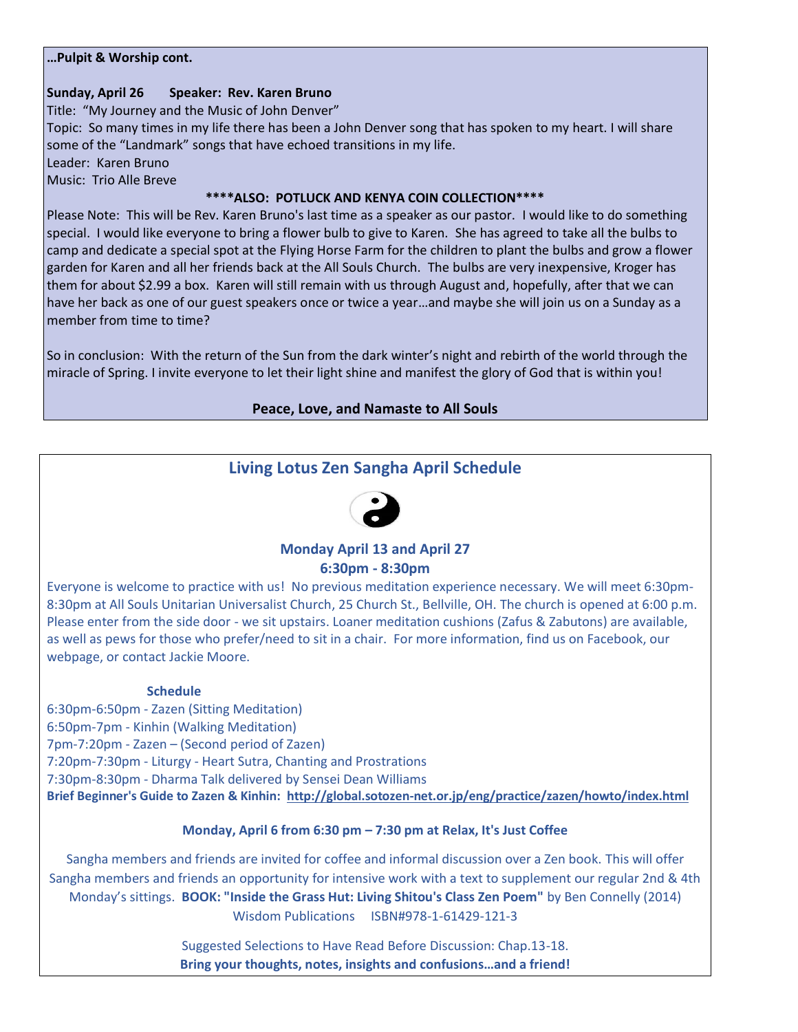**…Pulpit & Worship cont.**

**Sunday, April 26 Speaker: Rev. Karen Bruno**

Title: "My Journey and the Music of John Denver"

Topic: So many times in my life there has been a John Denver song that has spoken to my heart. I will share some of the "Landmark" songs that have echoed transitions in my life.

Leader: Karen Bruno

Music: Trio Alle Breve

**\*\*\*\*ALSO: POTLUCK AND KENYA COIN COLLECTION\*\*\*\***

Please Note: This will be Rev. Karen Bruno's last time as a speaker as our pastor. I would like to do something special. I would like everyone to bring a flower bulb to give to Karen. She has agreed to take all the bulbs to camp and dedicate a special spot at the Flying Horse Farm for the children to plant the bulbs and grow a flower garden for Karen and all her friends back at the All Souls Church. The bulbs are very inexpensive, Kroger has them for about $2.99 a box. Karen will still remain with us through August and, hopefully, after that we can have her back as one of our guest speakers once or twice a year…and maybe she will join us on a Sunday as a member from time to time?

So in conclusion: With the return of the Sun from the dark winter's night and rebirth of the world through the miracle of Spring. I invite everyone to let their light shine and manifest the glory of God that is within you!

**Peace, Love, and Namaste to All Souls**

## Living Lotus Zen Sangha April Schedule

**Monday April 13 and April 27**
**6:30pm - 8:30pm**

Everyone is welcome to practice with us! No previous meditation experience necessary. We will meet 6:30pm-8:30pm at All Souls Unitarian Universalist Church, 25 Church St., Bellville, OH. The church is opened at 6:00 p.m. Please enter from the side door - we sit upstairs. Loaner meditation cushions (Zafus & Zabutons) are available, as well as pews for those who prefer/need to sit in a chair. For more information, find us on Facebook, our webpage, or contact Jackie Moore.

**Schedule**

6:30pm-6:50pm - Zazen (Sitting Meditation)
6:50pm-7pm - Kinhin (Walking Meditation)
7pm-7:20pm - Zazen – (Second period of Zazen)
7:20pm-7:30pm - Liturgy - Heart Sutra, Chanting and Prostrations
7:30pm-8:30pm - Dharma Talk delivered by Sensei Dean Williams
**Brief Beginner's Guide to Zazen & Kinhin: http://global.sotozen-net.or.jp/eng/practice/zazen/howto/index.html**

**Monday, April 6 from 6:30 pm – 7:30 pm at Relax, It's Just Coffee**

Sangha members and friends are invited for coffee and informal discussion over a Zen book. This will offer Sangha members and friends an opportunity for intensive work with a text to supplement our regular 2nd & 4th Monday's sittings. **BOOK: "Inside the Grass Hut: Living Shitou's Class Zen Poem"** by Ben Connelly (2014) Wisdom Publications ISBN#978-1-61429-121-3

Suggested Selections to Have Read Before Discussion: Chap.13-18.
**Bring your thoughts, notes, insights and confusions…and a friend!**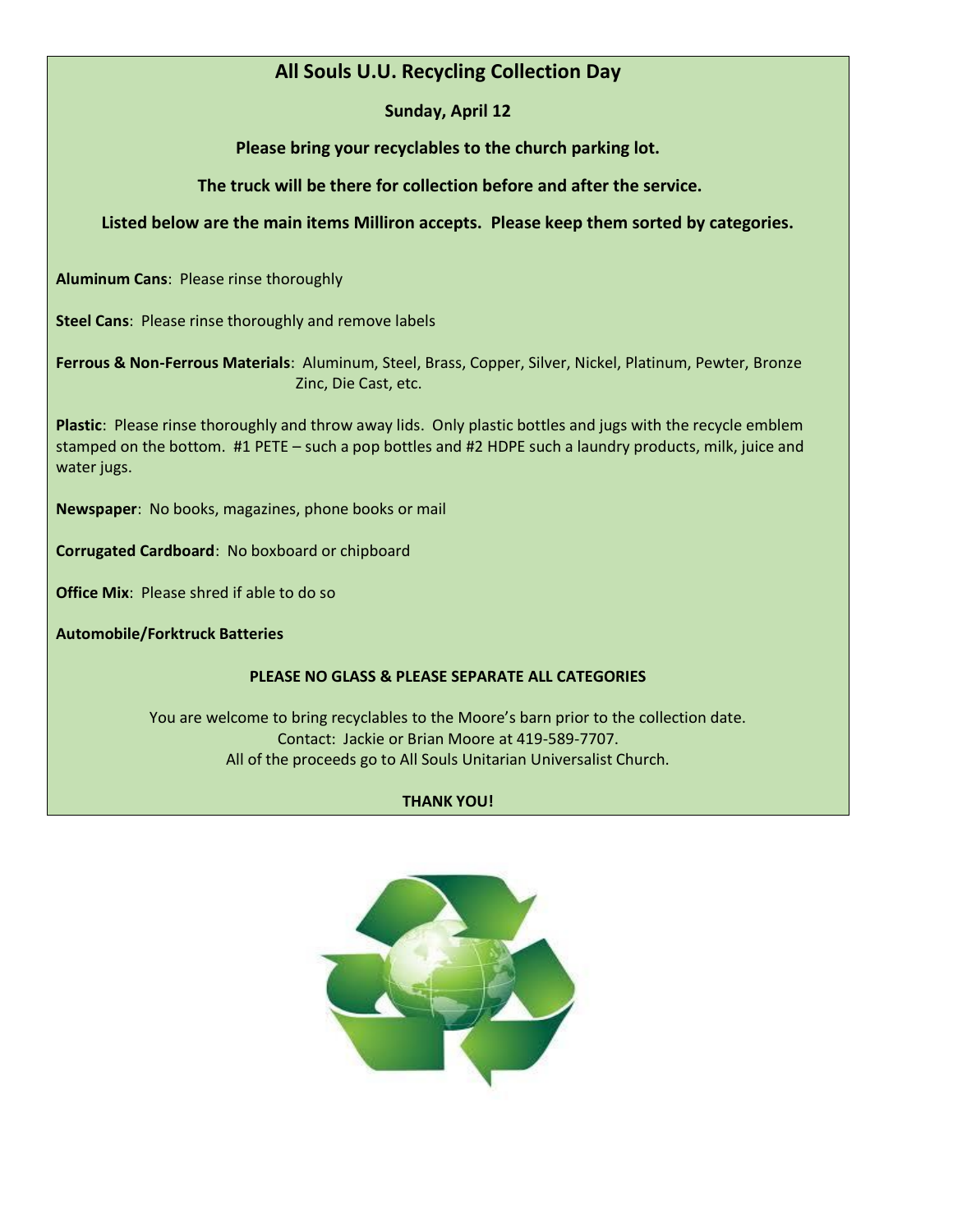# All Souls U.U. Recycling Collection Day

**Sunday, April 12**

**Please bring your recyclables to the church parking lot.**

**The truck will be there for collection before and after the service.**

**Listed below are the main items Milliron accepts. Please keep them sorted by categories.**

**Aluminum Cans**: Please rinse thoroughly

**Steel Cans**: Please rinse thoroughly and remove labels

**Ferrous & Non-Ferrous Materials**: Aluminum, Steel, Brass, Copper, Silver, Nickel, Platinum, Pewter, Bronze Zinc, Die Cast, etc.

**Plastic**: Please rinse thoroughly and throw away lids. Only plastic bottles and jugs with the recycle emblem stamped on the bottom. #1 PETE – such a pop bottles and #2 HDPE such a laundry products, milk, juice and water jugs.

**Newspaper**: No books, magazines, phone books or mail

**Corrugated Cardboard**: No boxboard or chipboard

**Office Mix**: Please shred if able to do so

**Automobile/Forktruck Batteries**

**PLEASE NO GLASS & PLEASE SEPARATE ALL CATEGORIES**

You are welcome to bring recyclables to the Moore's barn prior to the collection date.
Contact: Jackie or Brian Moore at 419-589-7707.
All of the proceeds go to All Souls Unitarian Universalist Church.

**THANK YOU!**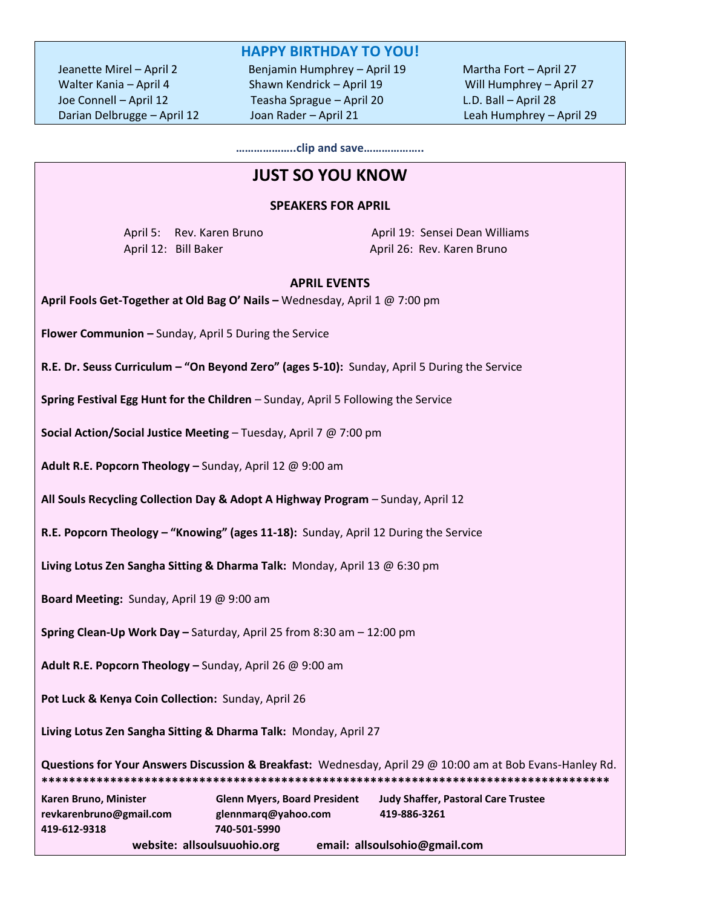## HAPPY BIRTHDAY TO YOU!

Jeanette Mirel – April 2
Walter Kania – April 4
Joe Connell – April 12
Darian Delbrugge – April 12
Benjamin Humphrey – April 19
Shawn Kendrick – April 19
Teasha Sprague – April 20
Joan Rader – April 21
Martha Fort – April 27
Will Humphrey – April 27
L.D. Ball – April 28
Leah Humphrey – April 29

………………..clip and save………………..

# JUST SO YOU KNOW

### SPEAKERS FOR APRIL

April 5: Rev. Karen Bruno
April 12: Bill Baker
April 19: Sensei Dean Williams
April 26: Rev. Karen Bruno

### APRIL EVENTS

**April Fools Get-Together at Old Bag O' Nails –** Wednesday, April 1 @ 7:00 pm

**Flower Communion –** Sunday, April 5 During the Service

**R.E. Dr. Seuss Curriculum – "On Beyond Zero" (ages 5-10):** Sunday, April 5 During the Service

**Spring Festival Egg Hunt for the Children** – Sunday, April 5 Following the Service

**Social Action/Social Justice Meeting** – Tuesday, April 7 @ 7:00 pm

**Adult R.E. Popcorn Theology –** Sunday, April 12 @ 9:00 am

**All Souls Recycling Collection Day & Adopt A Highway Program** – Sunday, April 12

**R.E. Popcorn Theology – "Knowing" (ages 11-18):** Sunday, April 12 During the Service

**Living Lotus Zen Sangha Sitting & Dharma Talk:** Monday, April 13 @ 6:30 pm

**Board Meeting:** Sunday, April 19 @ 9:00 am

**Spring Clean-Up Work Day –** Saturday, April 25 from 8:30 am – 12:00 pm

**Adult R.E. Popcorn Theology –** Sunday, April 26 @ 9:00 am

**Pot Luck & Kenya Coin Collection:** Sunday, April 26

**Living Lotus Zen Sangha Sitting & Dharma Talk:** Monday, April 27

**Questions for Your Answers Discussion & Breakfast:** Wednesday, April 29 @ 10:00 am at Bob Evans-Hanley Rd.

************************************************************************************

**Karen Bruno, Minister**
**revkarenbruno@gmail.com**
**419-612-9318**

**Glenn Myers, Board President**
**glennmarq@yahoo.com**
**740-501-5990**

**Judy Shaffer, Pastoral Care Trustee**
**419-886-3261**

**website: allsoulsuuohio.org** **email: allsoulsohio@gmail.com**